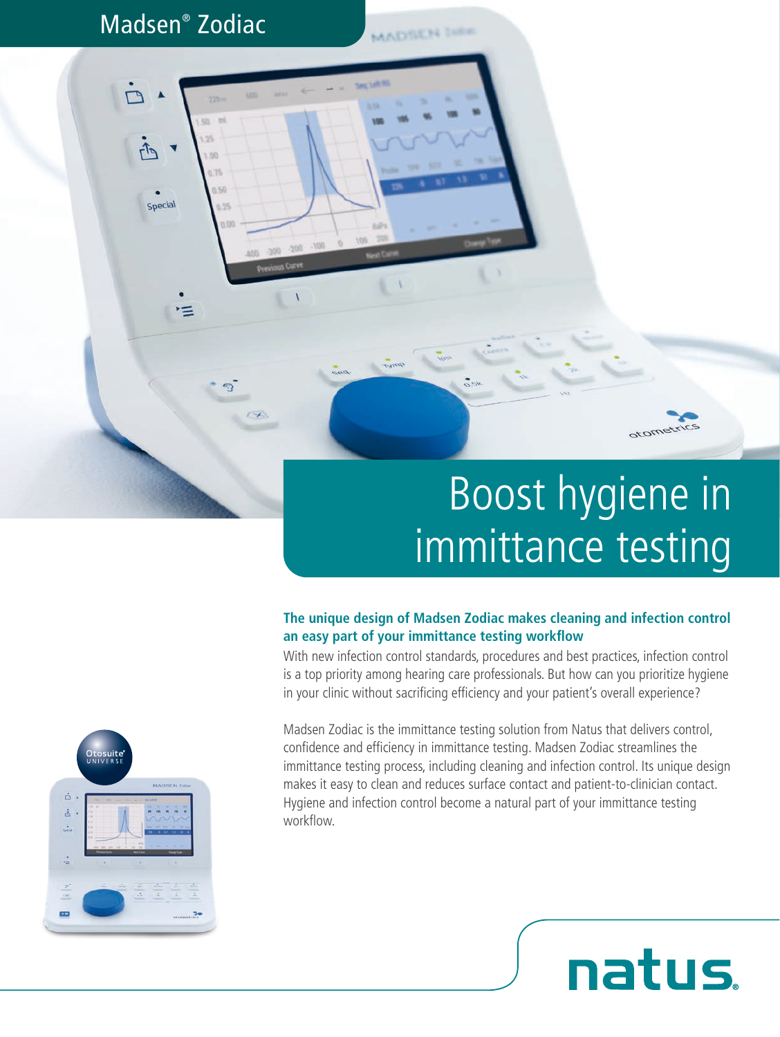Madsen® Zodiac

# Boost hygiene in immittance testing

**The unique design of Madsen Zodiac makes cleaning and infection control an easy part of your immittance testing workflow**

With new infection control standards, procedures and best practices, infection control is a top priority among hearing care professionals. But how can you prioritize hygiene in your clinic without sacrificing efficiency and your patient's overall experience?

Madsen Zodiac is the immittance testing solution from Natus that delivers control, confidence and efficiency in immittance testing. Madsen Zodiac streamlines the immittance testing process, including cleaning and infection control. Its unique design makes it easy to clean and reduces surface contact and patient-to-clinician contact. Hygiene and infection control become a natural part of your immittance testing workflow.

natus.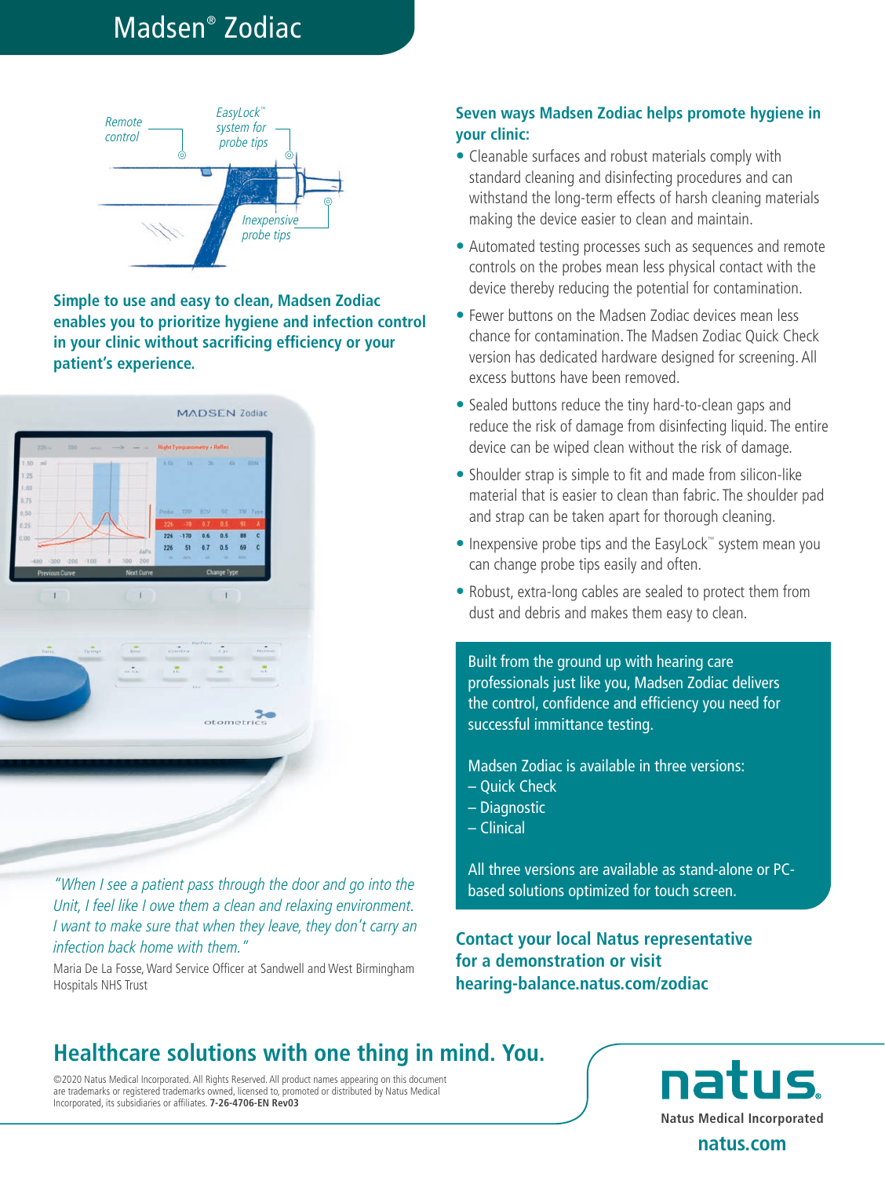# Madsen® Zodiac

Remote control

EasyLock™ system for probe tips

Inexpensive probe tips

**Simple to use and easy to clean, Madsen Zodiac enables you to prioritize hygiene and infection control in your clinic without sacrificing efficiency or your patient's experience.**

*"When I see a patient pass through the door and go into the Unit, I feel like I owe them a clean and relaxing environment. I want to make sure that when they leave, they don't carry an infection back home with them."*

Maria De La Fosse, Ward Service Officer at Sandwell and West Birmingham Hospitals NHS Trust

## Seven ways Madsen Zodiac helps promote hygiene in your clinic:

- Cleanable surfaces and robust materials comply with standard cleaning and disinfecting procedures and can withstand the long-term effects of harsh cleaning materials making the device easier to clean and maintain.
- Automated testing processes such as sequences and remote controls on the probes mean less physical contact with the device thereby reducing the potential for contamination.
- Fewer buttons on the Madsen Zodiac devices mean less chance for contamination. The Madsen Zodiac Quick Check version has dedicated hardware designed for screening. All excess buttons have been removed.
- Sealed buttons reduce the tiny hard-to-clean gaps and reduce the risk of damage from disinfecting liquid. The entire device can be wiped clean without the risk of damage.
- Shoulder strap is simple to fit and made from silicon-like material that is easier to clean than fabric. The shoulder pad and strap can be taken apart for thorough cleaning.
- Inexpensive probe tips and the EasyLock™ system mean you can change probe tips easily and often.
- Robust, extra-long cables are sealed to protect them from dust and debris and makes them easy to clean.

Built from the ground up with hearing care professionals just like you, Madsen Zodiac delivers the control, confidence and efficiency you need for successful immittance testing.

Madsen Zodiac is available in three versions:
– Quick Check
– Diagnostic
– Clinical

All three versions are available as stand-alone or PC-based solutions optimized for touch screen.

**Contact your local Natus representative for a demonstration or visit hearing-balance.natus.com/zodiac**

## Healthcare solutions with one thing in mind. You.

©2020 Natus Medical Incorporated. All Rights Reserved. All product names appearing on this document are trademarks or registered trademarks owned, licensed to, promoted or distributed by Natus Medical Incorporated, its subsidiaries or affiliates. **7-26-4706-EN Rev03**

natus.

Natus Medical Incorporated

natus.com